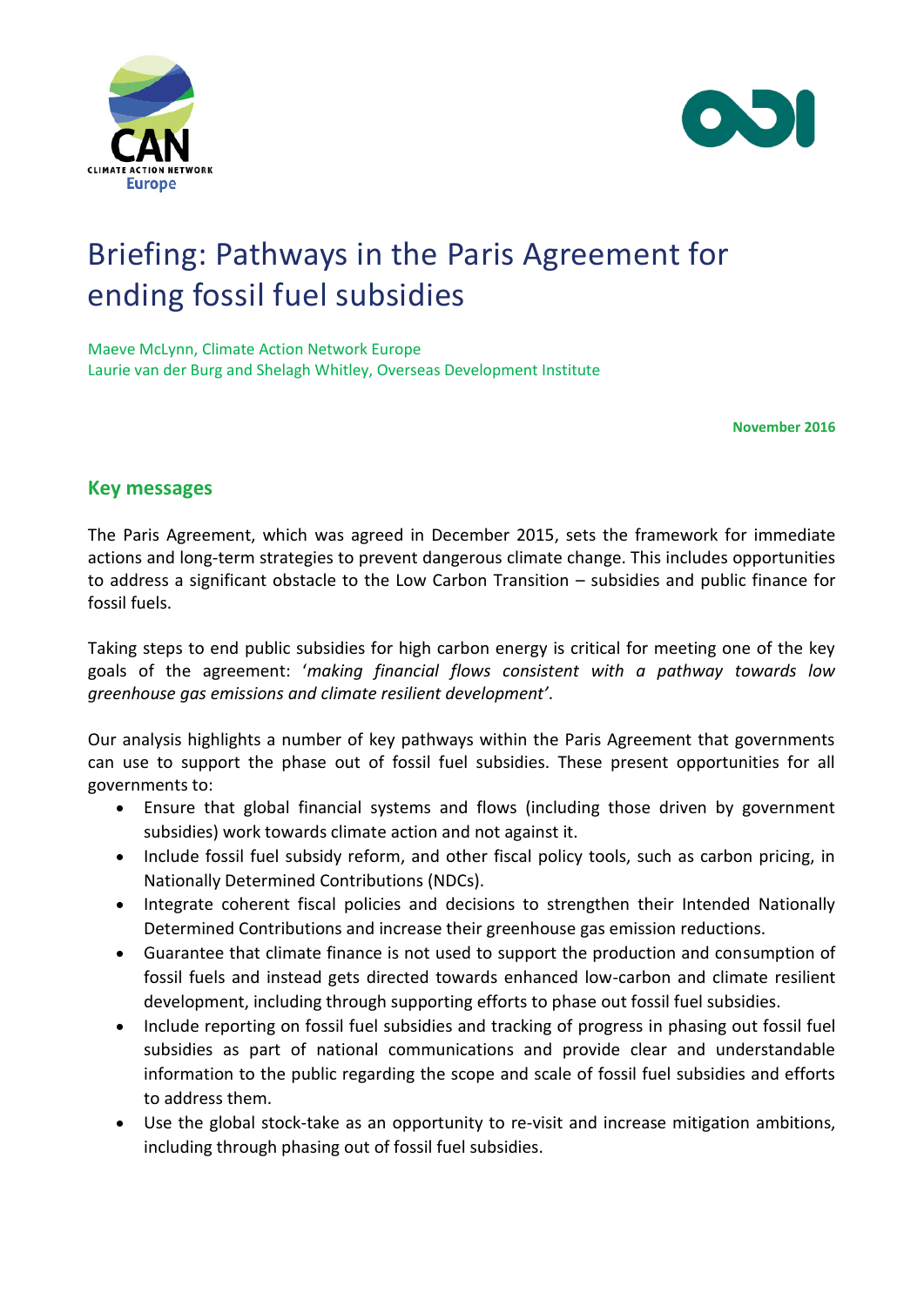# Briefing: Pathways in the Paris Agreement for ending fossil fuel subsidies

Maeve McLynn, Climate Action Network Europe
Laurie van der Burg and Shelagh Whitley, Overseas Development Institute

**November 2016**

## Key messages

The Paris Agreement, which was agreed in December 2015, sets the framework for immediate actions and long-term strategies to prevent dangerous climate change. This includes opportunities to address a significant obstacle to the Low Carbon Transition – subsidies and public finance for fossil fuels.

Taking steps to end public subsidies for high carbon energy is critical for meeting one of the key goals of the agreement: '*making financial flows consistent with a pathway towards low greenhouse gas emissions and climate resilient development*'.

Our analysis highlights a number of key pathways within the Paris Agreement that governments can use to support the phase out of fossil fuel subsidies. These present opportunities for all governments to:

- Ensure that global financial systems and flows (including those driven by government subsidies) work towards climate action and not against it.
- Include fossil fuel subsidy reform, and other fiscal policy tools, such as carbon pricing, in Nationally Determined Contributions (NDCs).
- Integrate coherent fiscal policies and decisions to strengthen their Intended Nationally Determined Contributions and increase their greenhouse gas emission reductions.
- Guarantee that climate finance is not used to support the production and consumption of fossil fuels and instead gets directed towards enhanced low-carbon and climate resilient development, including through supporting efforts to phase out fossil fuel subsidies.
- Include reporting on fossil fuel subsidies and tracking of progress in phasing out fossil fuel subsidies as part of national communications and provide clear and understandable information to the public regarding the scope and scale of fossil fuel subsidies and efforts to address them.
- Use the global stock-take as an opportunity to re-visit and increase mitigation ambitions, including through phasing out of fossil fuel subsidies.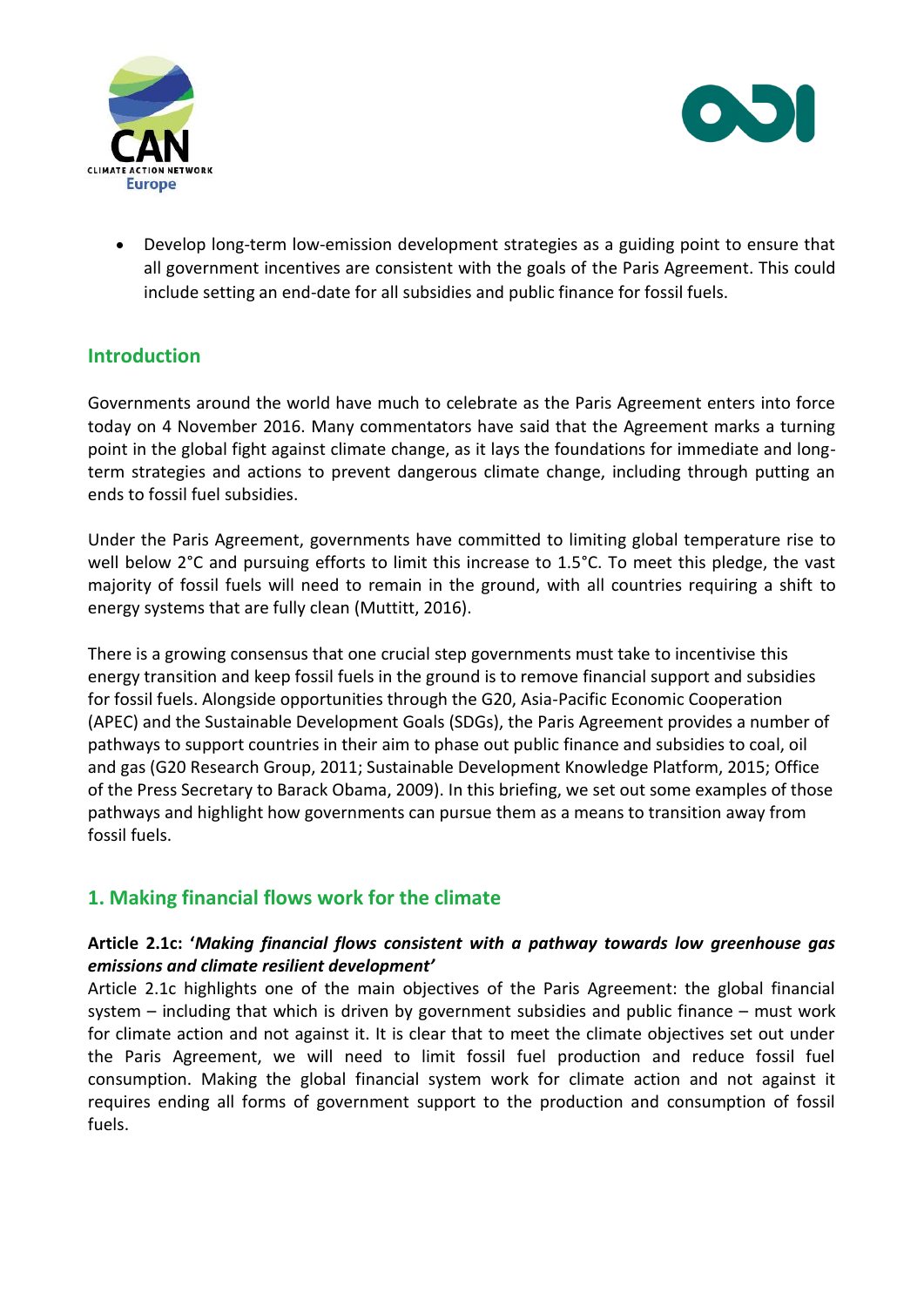- Develop long-term low-emission development strategies as a guiding point to ensure that all government incentives are consistent with the goals of the Paris Agreement. This could include setting an end-date for all subsidies and public finance for fossil fuels.

## Introduction

Governments around the world have much to celebrate as the Paris Agreement enters into force today on 4 November 2016. Many commentators have said that the Agreement marks a turning point in the global fight against climate change, as it lays the foundations for immediate and long-term strategies and actions to prevent dangerous climate change, including through putting an ends to fossil fuel subsidies.

Under the Paris Agreement, governments have committed to limiting global temperature rise to well below 2°C and pursuing efforts to limit this increase to 1.5°C. To meet this pledge, the vast majority of fossil fuels will need to remain in the ground, with all countries requiring a shift to energy systems that are fully clean (Muttitt, 2016).

There is a growing consensus that one crucial step governments must take to incentivise this energy transition and keep fossil fuels in the ground is to remove financial support and subsidies for fossil fuels. Alongside opportunities through the G20, Asia-Pacific Economic Cooperation (APEC) and the Sustainable Development Goals (SDGs), the Paris Agreement provides a number of pathways to support countries in their aim to phase out public finance and subsidies to coal, oil and gas (G20 Research Group, 2011; Sustainable Development Knowledge Platform, 2015; Office of the Press Secretary to Barack Obama, 2009). In this briefing, we set out some examples of those pathways and highlight how governments can pursue them as a means to transition away from fossil fuels.

## 1. Making financial flows work for the climate

**Article 2.1c: '*Making financial flows consistent with a pathway towards low greenhouse gas emissions and climate resilient development*'**

Article 2.1c highlights one of the main objectives of the Paris Agreement: the global financial system – including that which is driven by government subsidies and public finance – must work for climate action and not against it. It is clear that to meet the climate objectives set out under the Paris Agreement, we will need to limit fossil fuel production and reduce fossil fuel consumption. Making the global financial system work for climate action and not against it requires ending all forms of government support to the production and consumption of fossil fuels.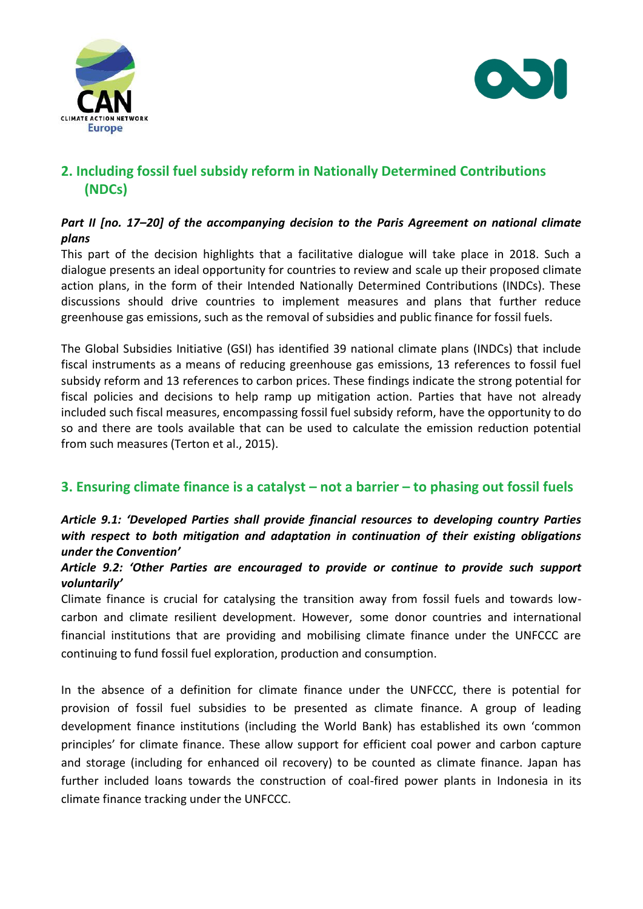## 2. Including fossil fuel subsidy reform in Nationally Determined Contributions (NDCs)

***Part II [no. 17–20] of the accompanying decision to the Paris Agreement on national climate plans***

This part of the decision highlights that a facilitative dialogue will take place in 2018. Such a dialogue presents an ideal opportunity for countries to review and scale up their proposed climate action plans, in the form of their Intended Nationally Determined Contributions (INDCs). These discussions should drive countries to implement measures and plans that further reduce greenhouse gas emissions, such as the removal of subsidies and public finance for fossil fuels.

The Global Subsidies Initiative (GSI) has identified 39 national climate plans (INDCs) that include fiscal instruments as a means of reducing greenhouse gas emissions, 13 references to fossil fuel subsidy reform and 13 references to carbon prices. These findings indicate the strong potential for fiscal policies and decisions to help ramp up mitigation action. Parties that have not already included such fiscal measures, encompassing fossil fuel subsidy reform, have the opportunity to do so and there are tools available that can be used to calculate the emission reduction potential from such measures (Terton et al., 2015).

## 3. Ensuring climate finance is a catalyst – not a barrier – to phasing out fossil fuels

***Article 9.1: 'Developed Parties shall provide financial resources to developing country Parties with respect to both mitigation and adaptation in continuation of their existing obligations under the Convention'***

***Article 9.2: 'Other Parties are encouraged to provide or continue to provide such support voluntarily'***

Climate finance is crucial for catalysing the transition away from fossil fuels and towards low-carbon and climate resilient development. However, some donor countries and international financial institutions that are providing and mobilising climate finance under the UNFCCC are continuing to fund fossil fuel exploration, production and consumption.

In the absence of a definition for climate finance under the UNFCCC, there is potential for provision of fossil fuel subsidies to be presented as climate finance. A group of leading development finance institutions (including the World Bank) has established its own 'common principles' for climate finance. These allow support for efficient coal power and carbon capture and storage (including for enhanced oil recovery) to be counted as climate finance. Japan has further included loans towards the construction of coal-fired power plants in Indonesia in its climate finance tracking under the UNFCCC.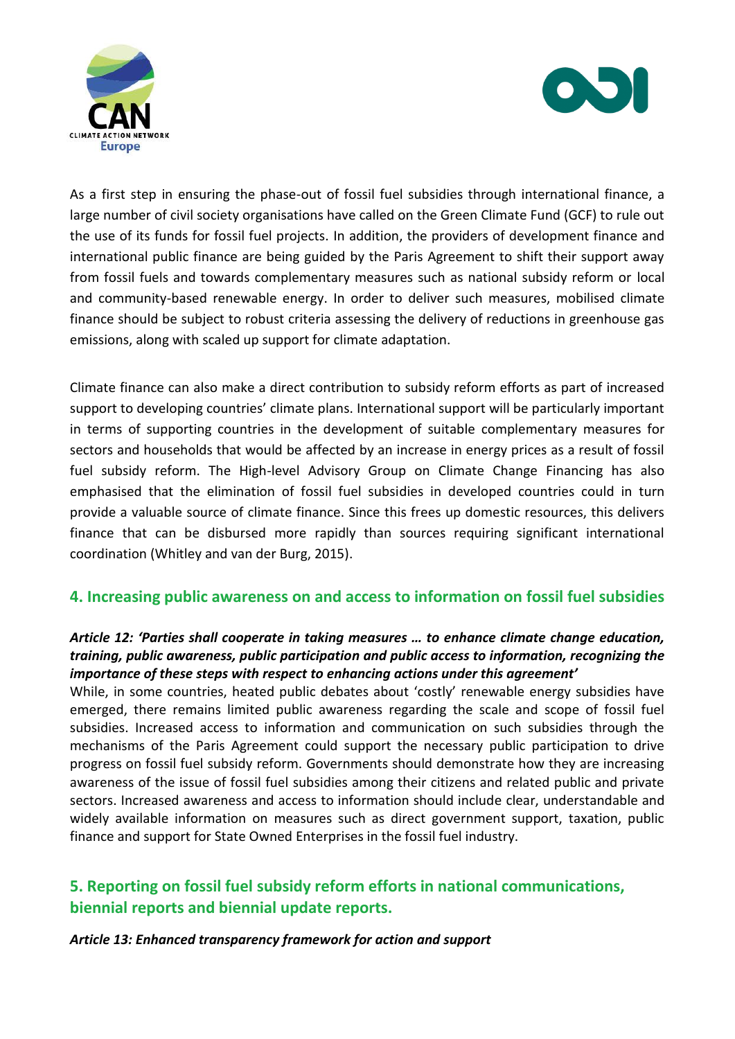As a first step in ensuring the phase-out of fossil fuel subsidies through international finance, a large number of civil society organisations have called on the Green Climate Fund (GCF) to rule out the use of its funds for fossil fuel projects. In addition, the providers of development finance and international public finance are being guided by the Paris Agreement to shift their support away from fossil fuels and towards complementary measures such as national subsidy reform or local and community-based renewable energy. In order to deliver such measures, mobilised climate finance should be subject to robust criteria assessing the delivery of reductions in greenhouse gas emissions, along with scaled up support for climate adaptation.

Climate finance can also make a direct contribution to subsidy reform efforts as part of increased support to developing countries' climate plans. International support will be particularly important in terms of supporting countries in the development of suitable complementary measures for sectors and households that would be affected by an increase in energy prices as a result of fossil fuel subsidy reform. The High-level Advisory Group on Climate Change Financing has also emphasised that the elimination of fossil fuel subsidies in developed countries could in turn provide a valuable source of climate finance. Since this frees up domestic resources, this delivers finance that can be disbursed more rapidly than sources requiring significant international coordination (Whitley and van der Burg, 2015).

## 4. Increasing public awareness on and access to information on fossil fuel subsidies

***Article 12: 'Parties shall cooperate in taking measures … to enhance climate change education, training, public awareness, public participation and public access to information, recognizing the importance of these steps with respect to enhancing actions under this agreement'***

While, in some countries, heated public debates about 'costly' renewable energy subsidies have emerged, there remains limited public awareness regarding the scale and scope of fossil fuel subsidies. Increased access to information and communication on such subsidies through the mechanisms of the Paris Agreement could support the necessary public participation to drive progress on fossil fuel subsidy reform. Governments should demonstrate how they are increasing awareness of the issue of fossil fuel subsidies among their citizens and related public and private sectors. Increased awareness and access to information should include clear, understandable and widely available information on measures such as direct government support, taxation, public finance and support for State Owned Enterprises in the fossil fuel industry.

## 5. Reporting on fossil fuel subsidy reform efforts in national communications, biennial reports and biennial update reports.

***Article 13: Enhanced transparency framework for action and support***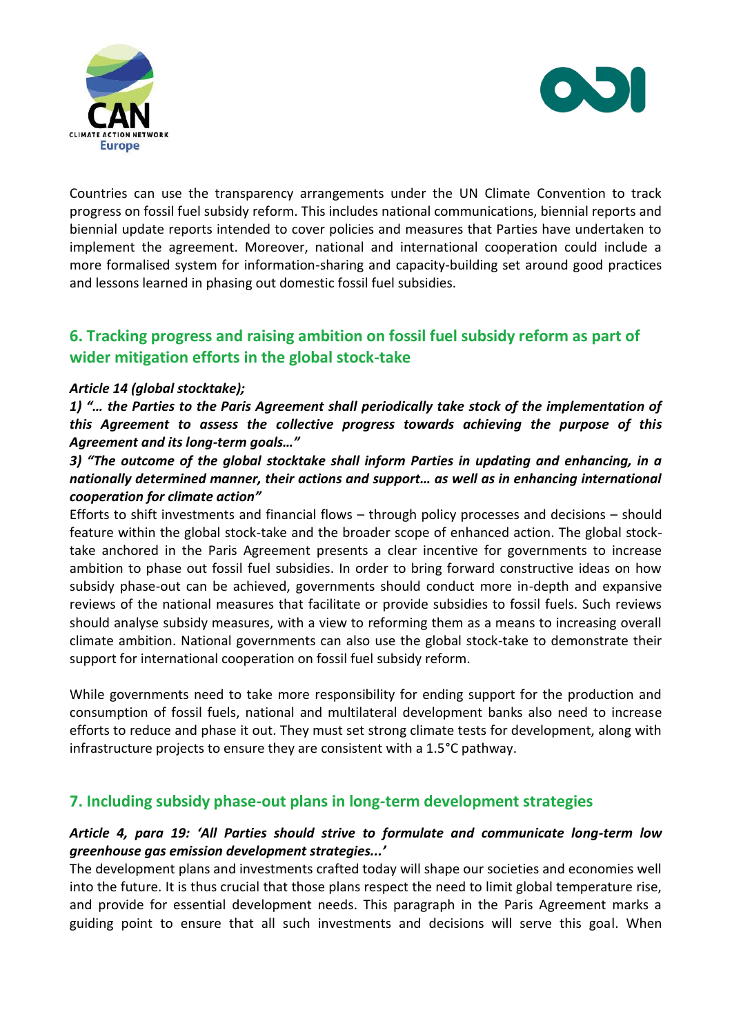Countries can use the transparency arrangements under the UN Climate Convention to track progress on fossil fuel subsidy reform. This includes national communications, biennial reports and biennial update reports intended to cover policies and measures that Parties have undertaken to implement the agreement. Moreover, national and international cooperation could include a more formalised system for information-sharing and capacity-building set around good practices and lessons learned in phasing out domestic fossil fuel subsidies.

## 6. Tracking progress and raising ambition on fossil fuel subsidy reform as part of wider mitigation efforts in the global stock-take

***Article 14 (global stocktake);***

***1) "… the Parties to the Paris Agreement shall periodically take stock of the implementation of this Agreement to assess the collective progress towards achieving the purpose of this Agreement and its long-term goals…"***

***3) "The outcome of the global stocktake shall inform Parties in updating and enhancing, in a nationally determined manner, their actions and support… as well as in enhancing international cooperation for climate action"***

Efforts to shift investments and financial flows – through policy processes and decisions – should feature within the global stock-take and the broader scope of enhanced action. The global stock-take anchored in the Paris Agreement presents a clear incentive for governments to increase ambition to phase out fossil fuel subsidies. In order to bring forward constructive ideas on how subsidy phase-out can be achieved, governments should conduct more in-depth and expansive reviews of the national measures that facilitate or provide subsidies to fossil fuels. Such reviews should analyse subsidy measures, with a view to reforming them as a means to increasing overall climate ambition. National governments can also use the global stock-take to demonstrate their support for international cooperation on fossil fuel subsidy reform.

While governments need to take more responsibility for ending support for the production and consumption of fossil fuels, national and multilateral development banks also need to increase efforts to reduce and phase it out. They must set strong climate tests for development, along with infrastructure projects to ensure they are consistent with a 1.5°C pathway.

## 7. Including subsidy phase-out plans in long-term development strategies

***Article 4, para 19: 'All Parties should strive to formulate and communicate long-term low greenhouse gas emission development strategies...'***

The development plans and investments crafted today will shape our societies and economies well into the future. It is thus crucial that those plans respect the need to limit global temperature rise, and provide for essential development needs. This paragraph in the Paris Agreement marks a guiding point to ensure that all such investments and decisions will serve this goal. When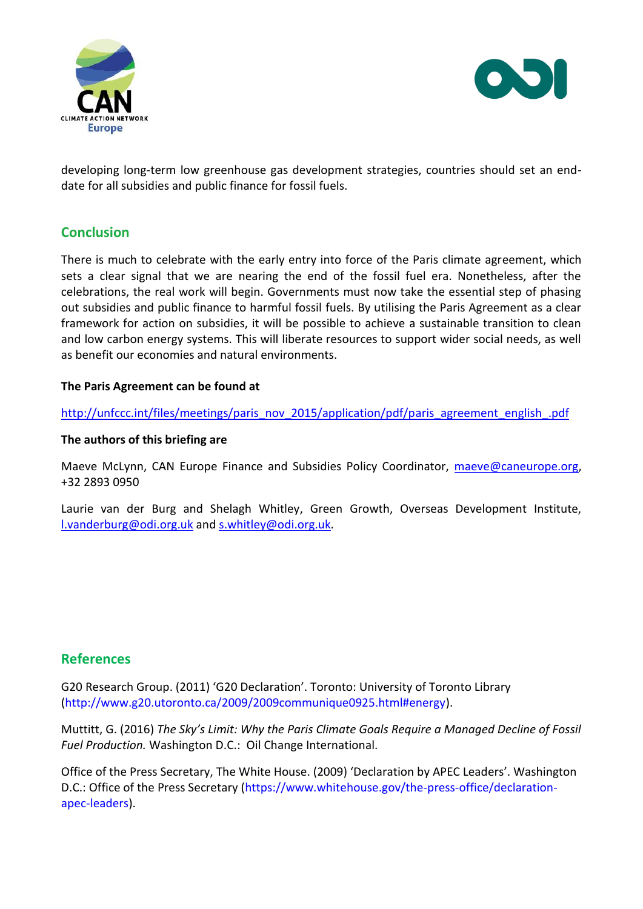developing long-term low greenhouse gas development strategies, countries should set an end-date for all subsidies and public finance for fossil fuels.

## Conclusion

There is much to celebrate with the early entry into force of the Paris climate agreement, which sets a clear signal that we are nearing the end of the fossil fuel era. Nonetheless, after the celebrations, the real work will begin. Governments must now take the essential step of phasing out subsidies and public finance to harmful fossil fuels. By utilising the Paris Agreement as a clear framework for action on subsidies, it will be possible to achieve a sustainable transition to clean and low carbon energy systems. This will liberate resources to support wider social needs, as well as benefit our economies and natural environments.

**The Paris Agreement can be found at**

http://unfccc.int/files/meetings/paris_nov_2015/application/pdf/paris_agreement_english_.pdf

**The authors of this briefing are**

Maeve McLynn, CAN Europe Finance and Subsidies Policy Coordinator, maeve@caneurope.org, +32 2893 0950

Laurie van der Burg and Shelagh Whitley, Green Growth, Overseas Development Institute, l.vanderburg@odi.org.uk and s.whitley@odi.org.uk.

## References

G20 Research Group. (2011) 'G20 Declaration'. Toronto: University of Toronto Library (http://www.g20.utoronto.ca/2009/2009communique0925.html#energy).

Muttitt, G. (2016) *The Sky's Limit: Why the Paris Climate Goals Require a Managed Decline of Fossil Fuel Production.* Washington D.C.: Oil Change International.

Office of the Press Secretary, The White House. (2009) 'Declaration by APEC Leaders'. Washington D.C.: Office of the Press Secretary (https://www.whitehouse.gov/the-press-office/declaration-apec-leaders).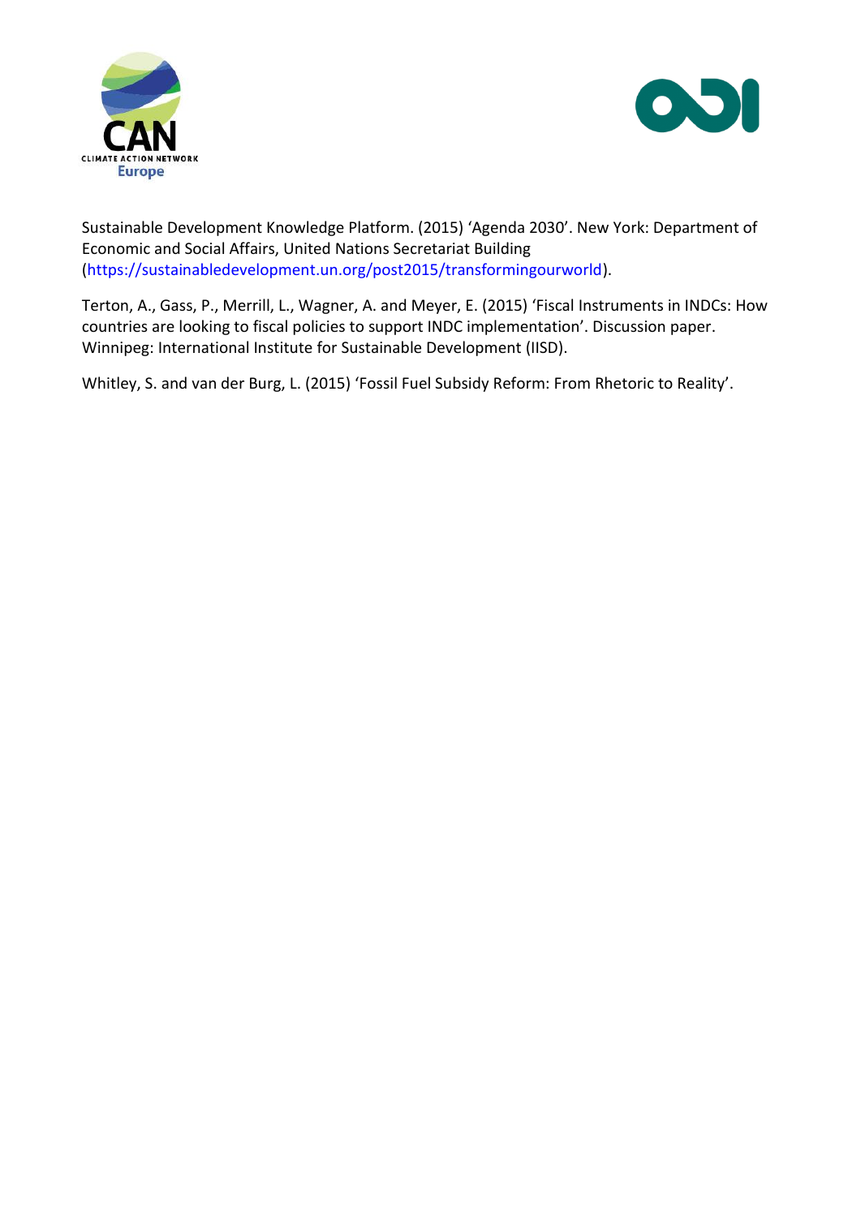Sustainable Development Knowledge Platform. (2015) 'Agenda 2030'. New York: Department of Economic and Social Affairs, United Nations Secretariat Building (https://sustainabledevelopment.un.org/post2015/transformingourworld).

Terton, A., Gass, P., Merrill, L., Wagner, A. and Meyer, E. (2015) 'Fiscal Instruments in INDCs: How countries are looking to fiscal policies to support INDC implementation'. Discussion paper. Winnipeg: International Institute for Sustainable Development (IISD).

Whitley, S. and van der Burg, L. (2015) 'Fossil Fuel Subsidy Reform: From Rhetoric to Reality'.